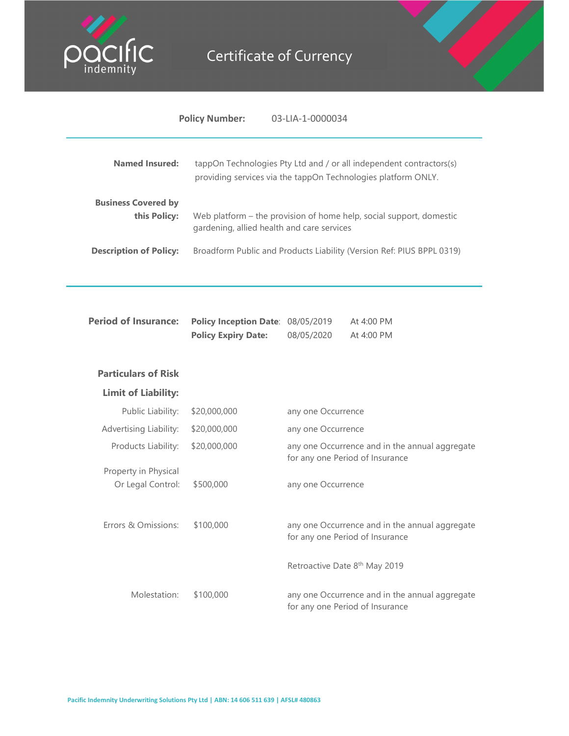# Certificate of Currency

**Policy Number:** 03-LIA-1-0000034

| | |
|---|---|
| **Named Insured:** | tappOn Technologies Pty Ltd and / or all independent contractors(s) providing services via the tappOn Technologies platform ONLY. |
| **Business Covered by this Policy:** | Web platform – the provision of home help, social support, domestic gardening, allied health and care services |
| **Description of Policy:** | Broadform Public and Products Liability (Version Ref: PIUS BPPL 0319) |

**Period of Insurance:**

| | | |
|---|---|---|
| **Policy Inception Date**: | 08/05/2019 | At 4:00 PM |
| **Policy Expiry Date:** | 08/05/2020 | At 4:00 PM |

## Particulars of Risk

### Limit of Liability:

| | | |
|---|---|---|
| Public Liability: | $20,000,000 | any one Occurrence |
| Advertising Liability: | $20,000,000 | any one Occurrence |
| Products Liability: | $20,000,000 | any one Occurrence and in the annual aggregate for any one Period of Insurance |
| Property in Physical Or Legal Control: | $500,000 | any one Occurrence |
| Errors & Omissions: | $100,000 | any one Occurrence and in the annual aggregate for any one Period of Insurance<br><br>Retroactive Date 8th May 2019 |
| Molestation: | $100,000 | any one Occurrence and in the annual aggregate for any one Period of Insurance |

Pacific Indemnity Underwriting Solutions Pty Ltd | ABN: 14 606 511 639 | AFSL# 480863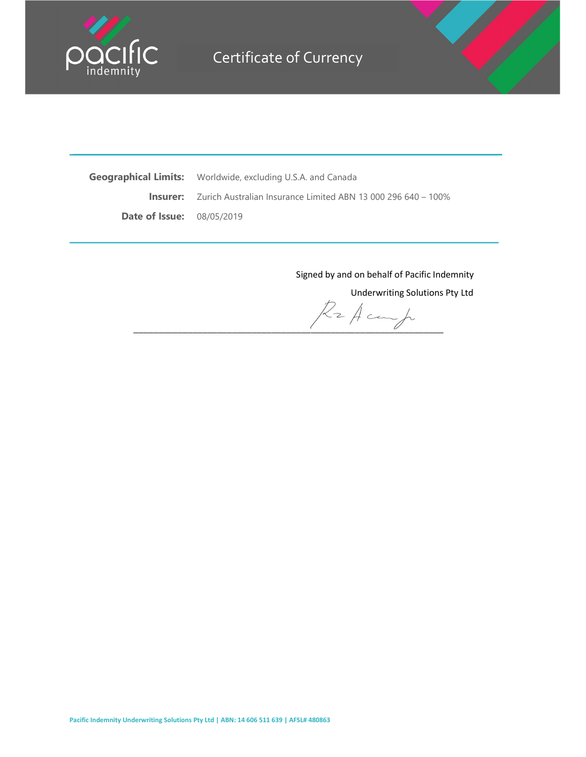# Certificate of Currency

| | |
|---|---|
| **Geographical Limits:** | Worldwide, excluding U.S.A. and Canada |
| **Insurer:** | Zurich Australian Insurance Limited ABN 13 000 296 640 – 100% |
| **Date of Issue:** | 08/05/2019 |

Signed by and on behalf of Pacific Indemnity Underwriting Solutions Pty Ltd

______________________________________________

**Pacific Indemnity Underwriting Solutions Pty Ltd | ABN: 14 606 511 639 | AFSL# 480863**